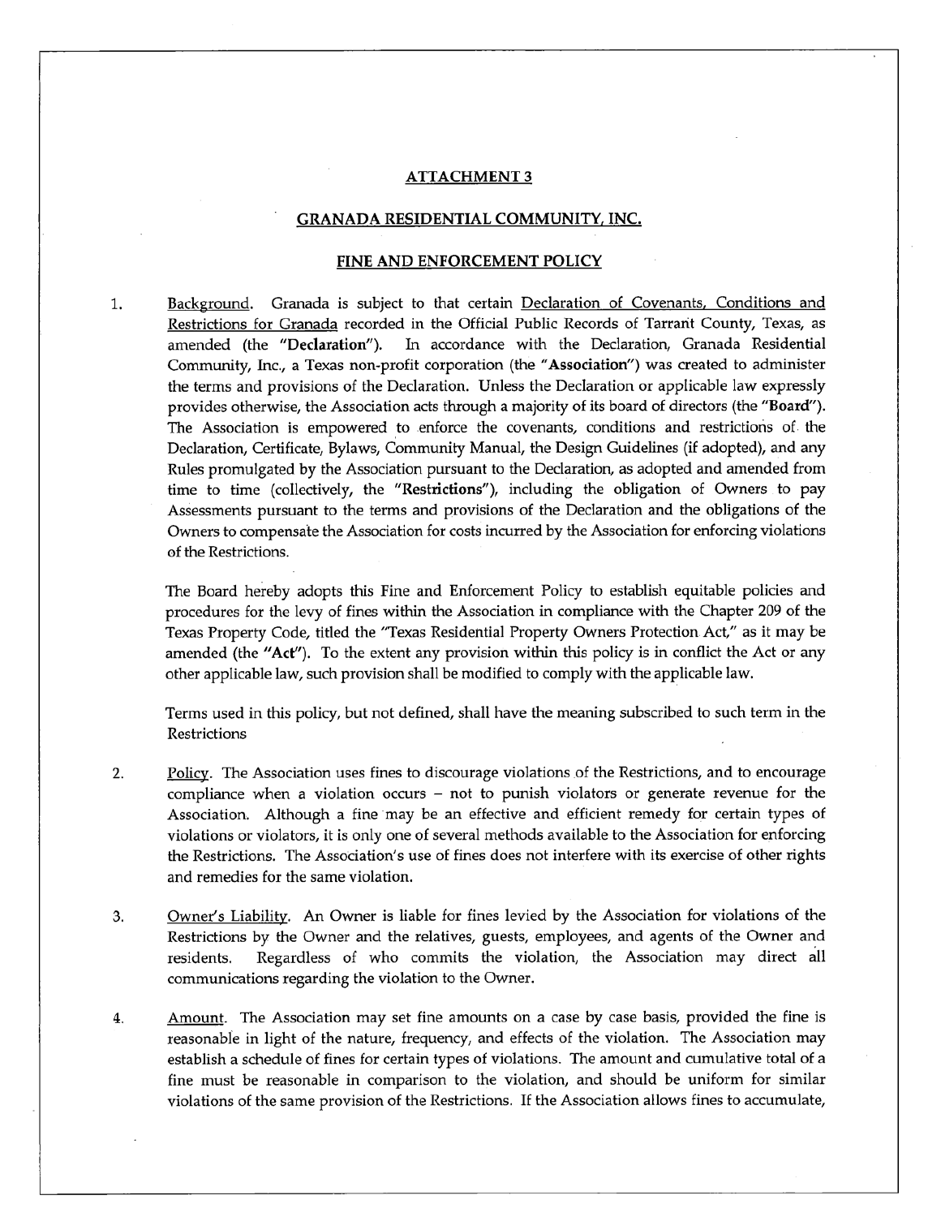# ATTACHMENT 3

## GRANADA RESIDENTIAL COMMUNITY, INC.

## FINE AND ENFORCEMENT POLICY

1. Background. Granada is subject to that certain Declaration of Covenants, Conditions and Restrictions for Granada recorded in the Official Public Records of Tarrant County, Texas, as amended (the **"Declaration"**). In accordance with the Declaration, Granada Residential Community, Inc., a Texas non-profit corporation (the **"Association"**) was created to administer the terms and provisions of the Declaration. Unless the Declaration or applicable law expressly provides otherwise, the Association acts through a majority of its board of directors (the **"Board"**). The Association is empowered to enforce the covenants, conditions and restrictions of the Declaration, Certificate, Bylaws, Community Manual, the Design Guidelines (if adopted), and any Rules promulgated by the Association pursuant to the Declaration, as adopted and amended from time to time (collectively, the **"Restrictions"**), including the obligation of Owners to pay Assessments pursuant to the terms and provisions of the Declaration and the obligations of the Owners to compensate the Association for costs incurred by the Association for enforcing violations of the Restrictions.

   The Board hereby adopts this Fine and Enforcement Policy to establish equitable policies and procedures for the levy of fines within the Association in compliance with the Chapter 209 of the Texas Property Code, titled the "Texas Residential Property Owners Protection Act," as it may be amended (the **"Act"**). To the extent any provision within this policy is in conflict the Act or any other applicable law, such provision shall be modified to comply with the applicable law.

   Terms used in this policy, but not defined, shall have the meaning subscribed to such term in the Restrictions

2. Policy. The Association uses fines to discourage violations of the Restrictions, and to encourage compliance when a violation occurs – not to punish violators or generate revenue for the Association. Although a fine may be an effective and efficient remedy for certain types of violations or violators, it is only one of several methods available to the Association for enforcing the Restrictions. The Association's use of fines does not interfere with its exercise of other rights and remedies for the same violation.

3. Owner's Liability. An Owner is liable for fines levied by the Association for violations of the Restrictions by the Owner and the relatives, guests, employees, and agents of the Owner and residents. Regardless of who commits the violation, the Association may direct all communications regarding the violation to the Owner.

4. Amount. The Association may set fine amounts on a case by case basis, provided the fine is reasonable in light of the nature, frequency, and effects of the violation. The Association may establish a schedule of fines for certain types of violations. The amount and cumulative total of a fine must be reasonable in comparison to the violation, and should be uniform for similar violations of the same provision of the Restrictions. If the Association allows fines to accumulate,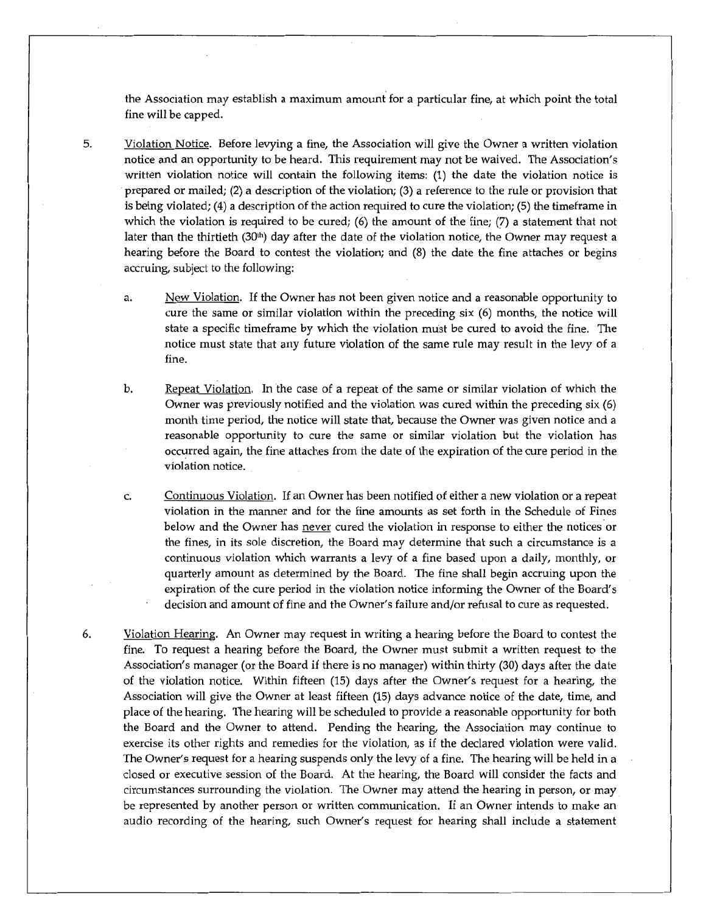the Association may establish a maximum amount for a particular fine, at which point the total fine will be capped.

5. Violation Notice. Before levying a fine, the Association will give the Owner a written violation notice and an opportunity to be heard. This requirement may not be waived. The Association's written violation notice will contain the following items: (1) the date the violation notice is prepared or mailed; (2) a description of the violation; (3) a reference to the rule or provision that is being violated; (4) a description of the action required to cure the violation; (5) the timeframe in which the violation is required to be cured; (6) the amount of the fine; (7) a statement that not later than the thirtieth (30th) day after the date of the violation notice, the Owner may request a hearing before the Board to contest the violation; and (8) the date the fine attaches or begins accruing, subject to the following:

   a. New Violation. If the Owner has not been given notice and a reasonable opportunity to cure the same or similar violation within the preceding six (6) months, the notice will state a specific timeframe by which the violation must be cured to avoid the fine. The notice must state that any future violation of the same rule may result in the levy of a fine.

   b. Repeat Violation. In the case of a repeat of the same or similar violation of which the Owner was previously notified and the violation was cured within the preceding six (6) month time period, the notice will state that, because the Owner was given notice and a reasonable opportunity to cure the same or similar violation but the violation has occurred again, the fine attaches from the date of the expiration of the cure period in the violation notice.

   c. Continuous Violation. If an Owner has been notified of either a new violation or a repeat violation in the manner and for the fine amounts as set forth in the Schedule of Fines below and the Owner has never cured the violation in response to either the notices or the fines, in its sole discretion, the Board may determine that such a circumstance is a continuous violation which warrants a levy of a fine based upon a daily, monthly, or quarterly amount as determined by the Board. The fine shall begin accruing upon the expiration of the cure period in the violation notice informing the Owner of the Board's decision and amount of fine and the Owner's failure and/or refusal to cure as requested.

6. Violation Hearing. An Owner may request in writing a hearing before the Board to contest the fine. To request a hearing before the Board, the Owner must submit a written request to the Association's manager (or the Board if there is no manager) within thirty (30) days after the date of the violation notice. Within fifteen (15) days after the Owner's request for a hearing, the Association will give the Owner at least fifteen (15) days advance notice of the date, time, and place of the hearing. The hearing will be scheduled to provide a reasonable opportunity for both the Board and the Owner to attend. Pending the hearing, the Association may continue to exercise its other rights and remedies for the violation, as if the declared violation were valid. The Owner's request for a hearing suspends only the levy of a fine. The hearing will be held in a closed or executive session of the Board. At the hearing, the Board will consider the facts and circumstances surrounding the violation. The Owner may attend the hearing in person, or may be represented by another person or written communication. If an Owner intends to make an audio recording of the hearing, such Owner's request for hearing shall include a statement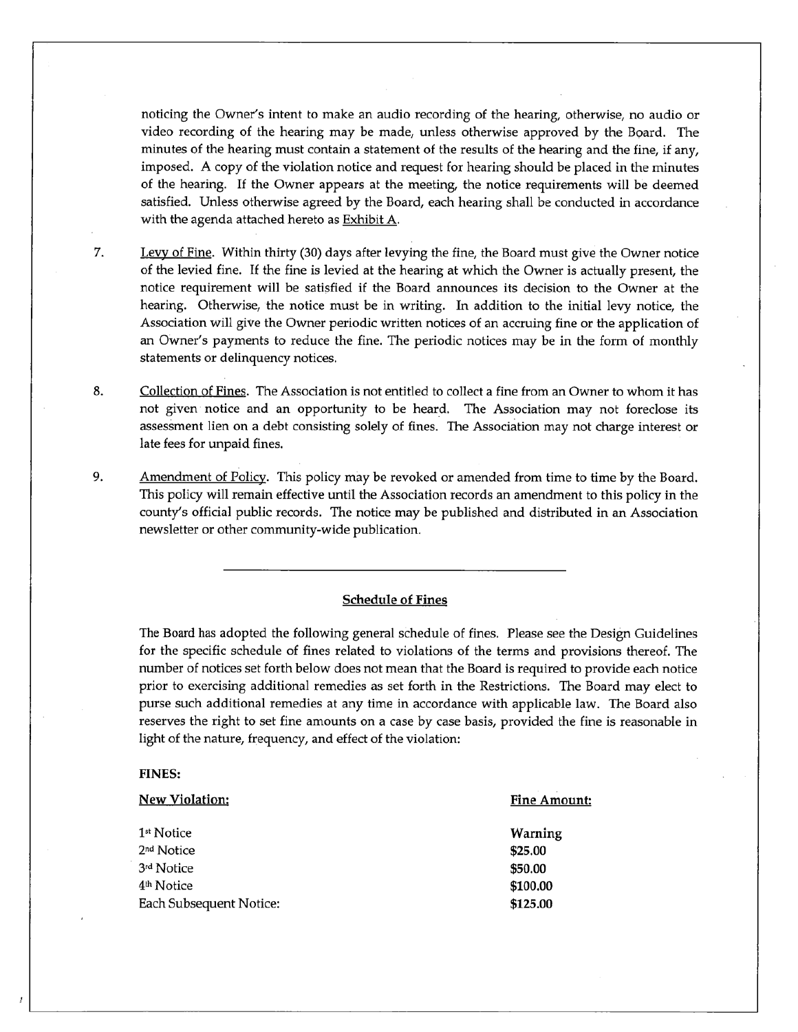noticing the Owner's intent to make an audio recording of the hearing, otherwise, no audio or video recording of the hearing may be made, unless otherwise approved by the Board. The minutes of the hearing must contain a statement of the results of the hearing and the fine, if any, imposed. A copy of the violation notice and request for hearing should be placed in the minutes of the hearing. If the Owner appears at the meeting, the notice requirements will be deemed satisfied. Unless otherwise agreed by the Board, each hearing shall be conducted in accordance with the agenda attached hereto as Exhibit A.

7. Levy of Fine. Within thirty (30) days after levying the fine, the Board must give the Owner notice of the levied fine. If the fine is levied at the hearing at which the Owner is actually present, the notice requirement will be satisfied if the Board announces its decision to the Owner at the hearing. Otherwise, the notice must be in writing. In addition to the initial levy notice, the Association will give the Owner periodic written notices of an accruing fine or the application of an Owner's payments to reduce the fine. The periodic notices may be in the form of monthly statements or delinquency notices.

8. Collection of Fines. The Association is not entitled to collect a fine from an Owner to whom it has not given notice and an opportunity to be heard. The Association may not foreclose its assessment lien on a debt consisting solely of fines. The Association may not charge interest or late fees for unpaid fines.

9. Amendment of Policy. This policy may be revoked or amended from time to time by the Board. This policy will remain effective until the Association records an amendment to this policy in the county's official public records. The notice may be published and distributed in an Association newsletter or other community-wide publication.

---

## Schedule of Fines

The Board has adopted the following general schedule of fines. Please see the Design Guidelines for the specific schedule of fines related to violations of the terms and provisions thereof. The number of notices set forth below does not mean that the Board is required to provide each notice prior to exercising additional remedies as set forth in the Restrictions. The Board may elect to purse such additional remedies at any time in accordance with applicable law. The Board also reserves the right to set fine amounts on a case by case basis, provided the fine is reasonable in light of the nature, frequency, and effect of the violation:

**FINES:**

| New Violation: | Fine Amount: |
|---|---|
| 1st Notice | **Warning** |
| 2nd Notice | **$25.00** |
| 3rd Notice | **$50.00** |
| 4th Notice | **$100.00** |
| Each Subsequent Notice: | **$125.00** |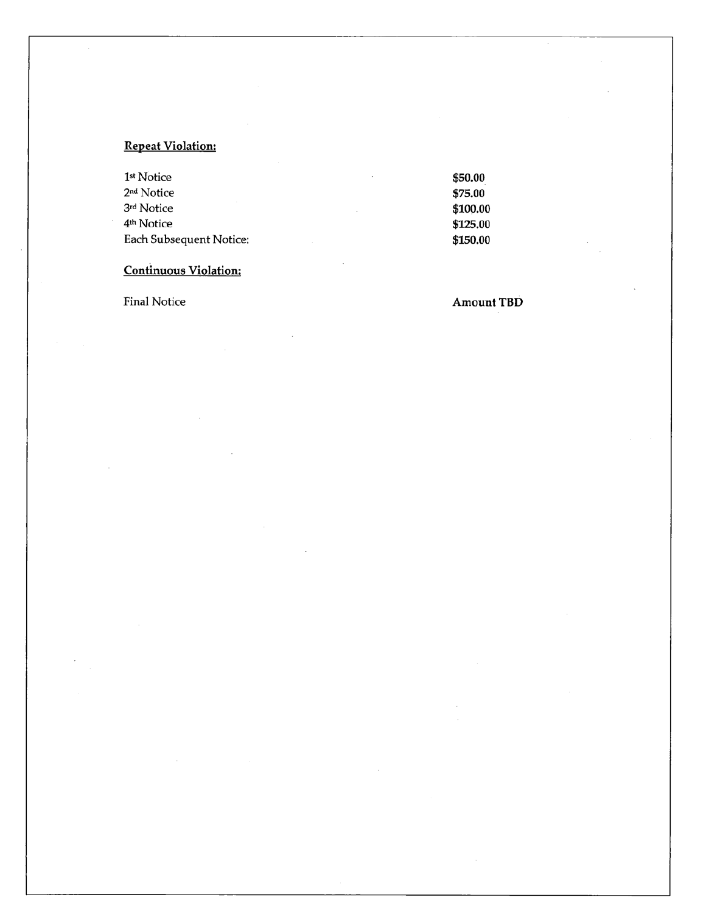**<u>Repeat Violation:</u>**

| | |
|---|---|
| 1st Notice | **$50.00** |
| 2nd Notice | **$75.00** |
| 3rd Notice | **$100.00** |
| 4th Notice | **$125.00** |
| Each Subsequent Notice: | **$150.00** |

**<u>Continuous Violation:</u>**

| | |
|---|---|
| Final Notice | **Amount TBD** |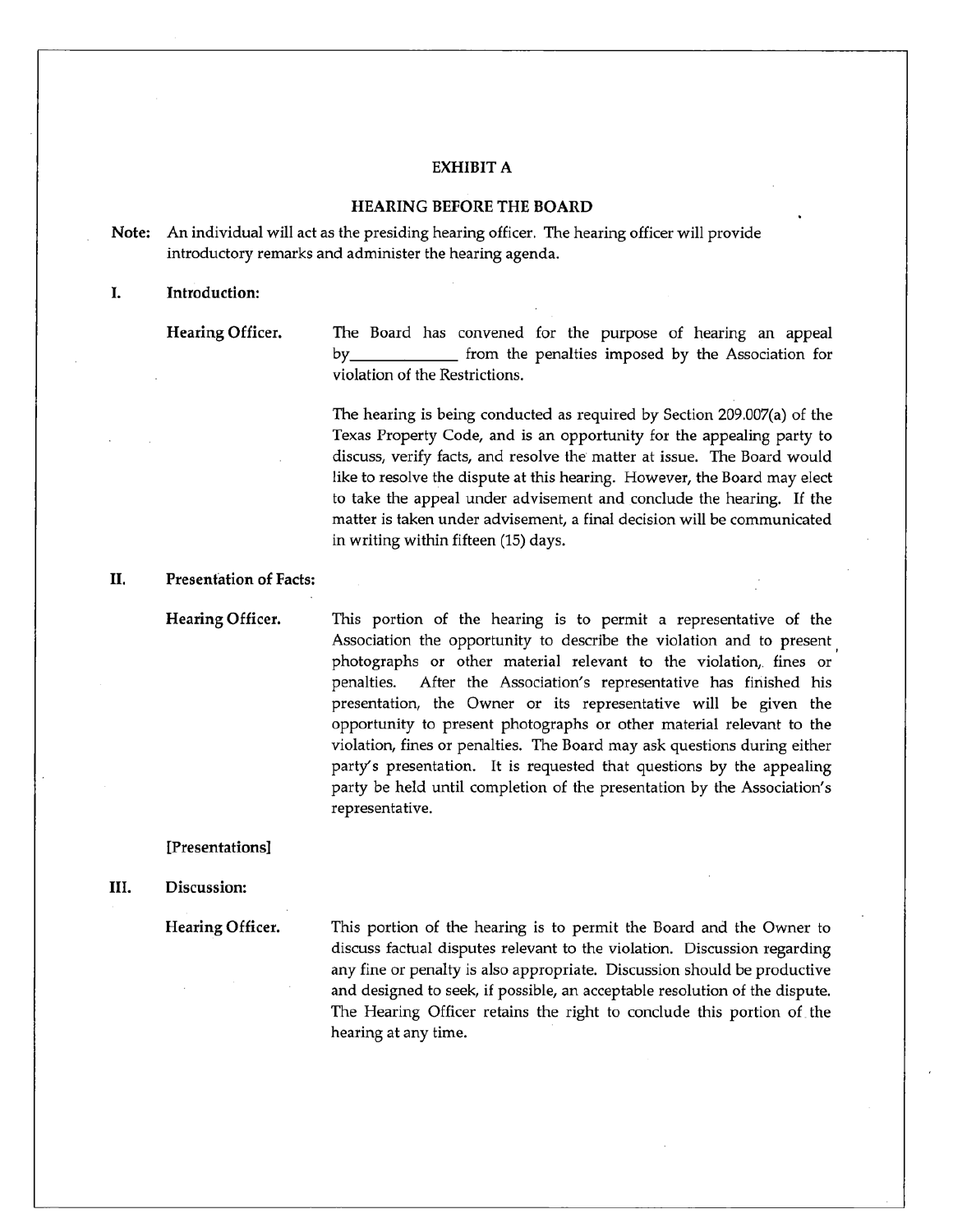# EXHIBIT A

## HEARING BEFORE THE BOARD

**Note:** An individual will act as the presiding hearing officer. The hearing officer will provide introductory remarks and administer the hearing agenda.

### I. Introduction:

**Hearing Officer.** The Board has convened for the purpose of hearing an appeal by\_\_\_\_\_\_\_\_\_\_\_\_\_ from the penalties imposed by the Association for violation of the Restrictions.

The hearing is being conducted as required by Section 209.007(a) of the Texas Property Code, and is an opportunity for the appealing party to discuss, verify facts, and resolve the matter at issue. The Board would like to resolve the dispute at this hearing. However, the Board may elect to take the appeal under advisement and conclude the hearing. If the matter is taken under advisement, a final decision will be communicated in writing within fifteen (15) days.

### II. Presentation of Facts:

**Hearing Officer.** This portion of the hearing is to permit a representative of the Association the opportunity to describe the violation and to present photographs or other material relevant to the violation, fines or penalties. After the Association's representative has finished his presentation, the Owner or its representative will be given the opportunity to present photographs or other material relevant to the violation, fines or penalties. The Board may ask questions during either party's presentation. It is requested that questions by the appealing party be held until completion of the presentation by the Association's representative.

**[Presentations]**

### III. Discussion:

**Hearing Officer.** This portion of the hearing is to permit the Board and the Owner to discuss factual disputes relevant to the violation. Discussion regarding any fine or penalty is also appropriate. Discussion should be productive and designed to seek, if possible, an acceptable resolution of the dispute. The Hearing Officer retains the right to conclude this portion of the hearing at any time.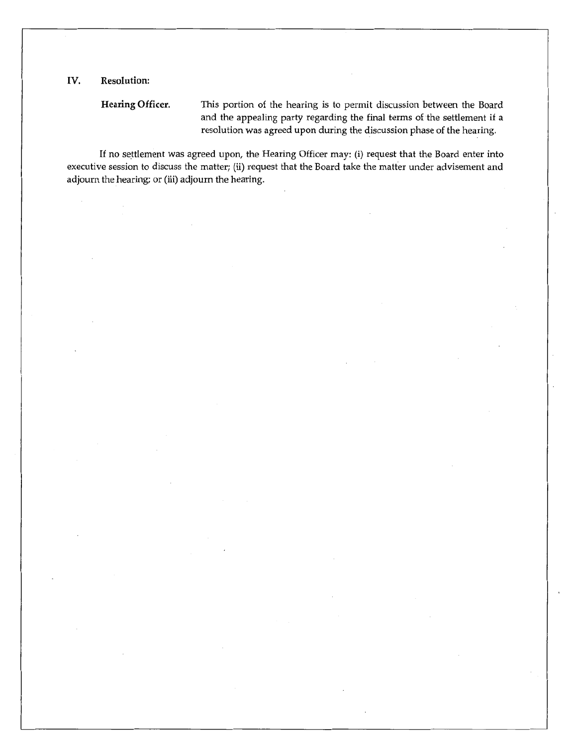## IV. Resolution:

**Hearing Officer.** This portion of the hearing is to permit discussion between the Board and the appealing party regarding the final terms of the settlement if a resolution was agreed upon during the discussion phase of the hearing.

If no settlement was agreed upon, the Hearing Officer may: (i) request that the Board enter into executive session to discuss the matter; (ii) request that the Board take the matter under advisement and adjourn the hearing; or (iii) adjourn the hearing.